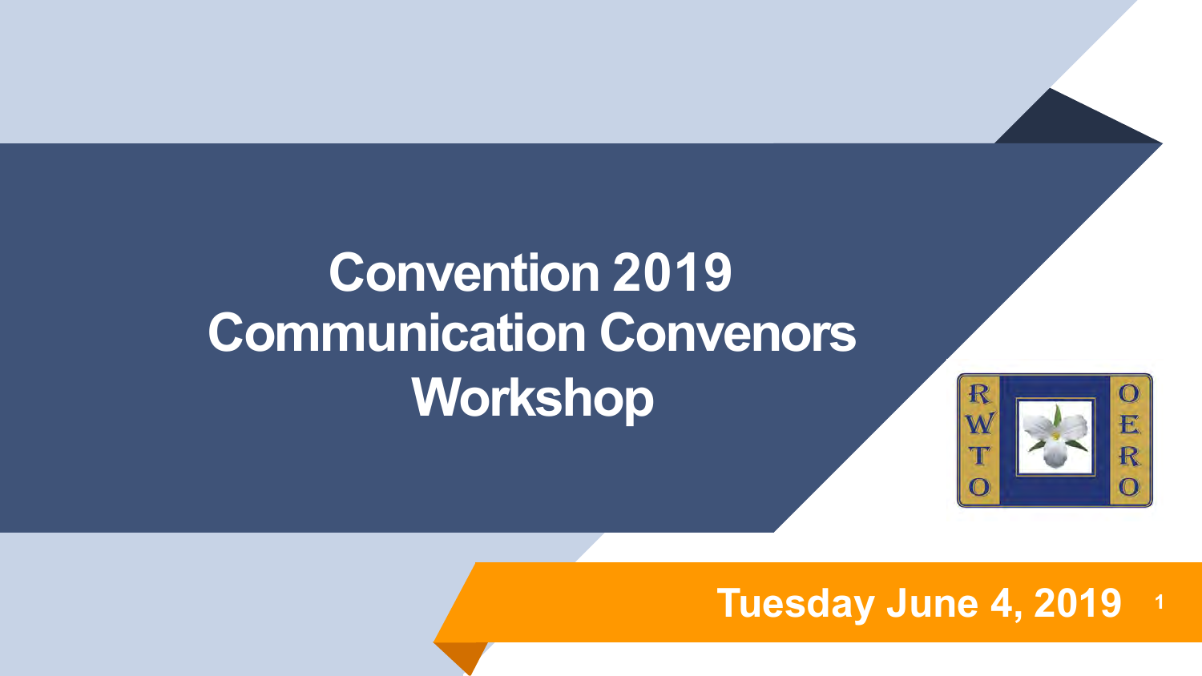# Convention 2019 Communication Convenors Workshop

Tuesday June 4, 2019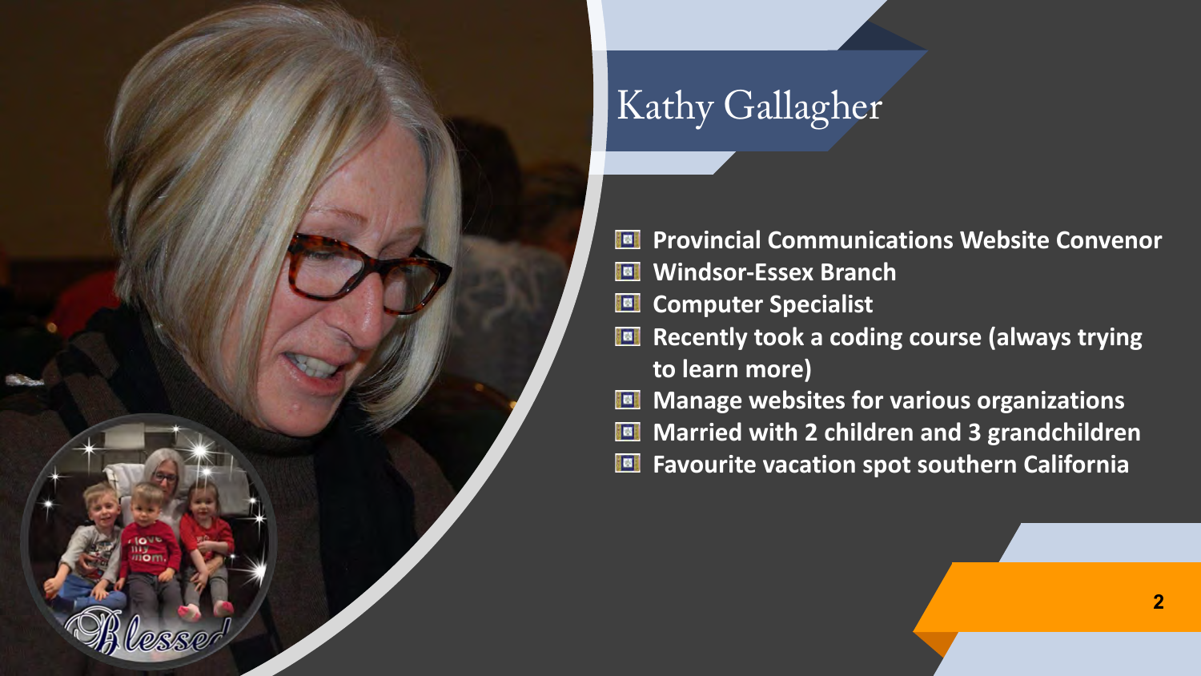# Kathy Gallagher

- **Provincial Communications Website Convenor**
- **Windsor-Essex Branch**
- **Computer Specialist**
- **Recently took a coding course (always trying to learn more)**
- **Manage websites for various organizations**
- **Married with 2 children and 3 grandchildren**
- **Favourite vacation spot southern California**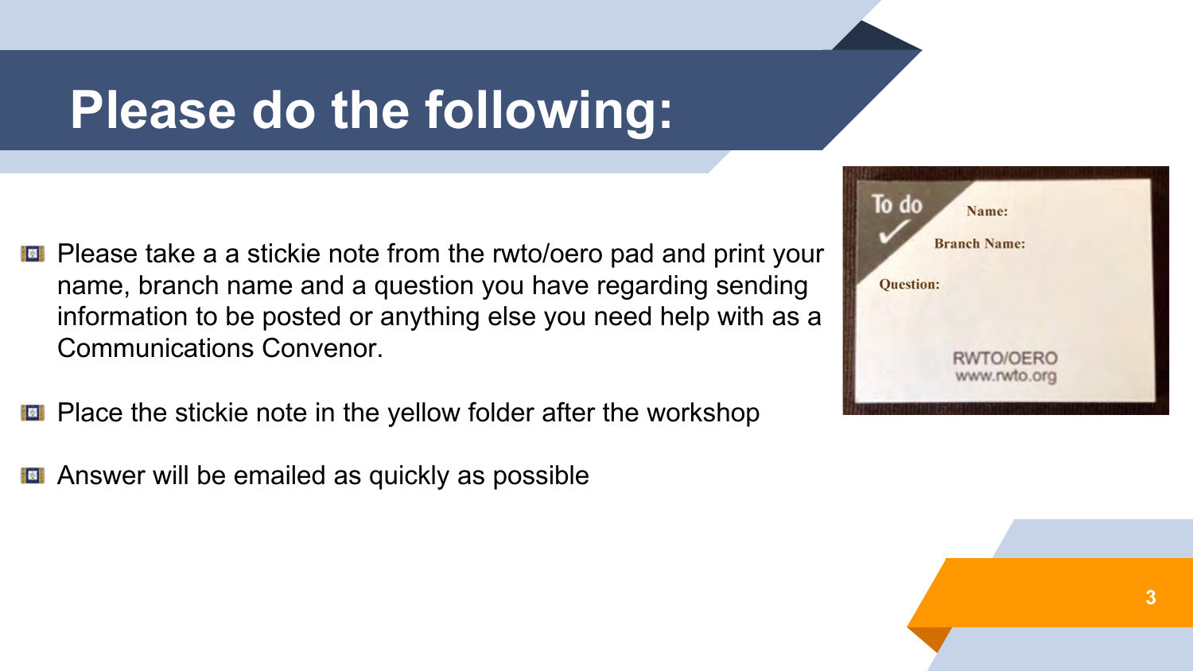# Please do the following:

- Please take a a stickie note from the rwto/oero pad and print your name, branch name and a question you have regarding sending information to be posted or anything else you need help with as a Communications Convenor.
- Place the stickie note in the yellow folder after the workshop
- Answer will be emailed as quickly as possible

To do ✓

Name:

Branch Name:

Question:

RWTO/OERO
www.rwto.org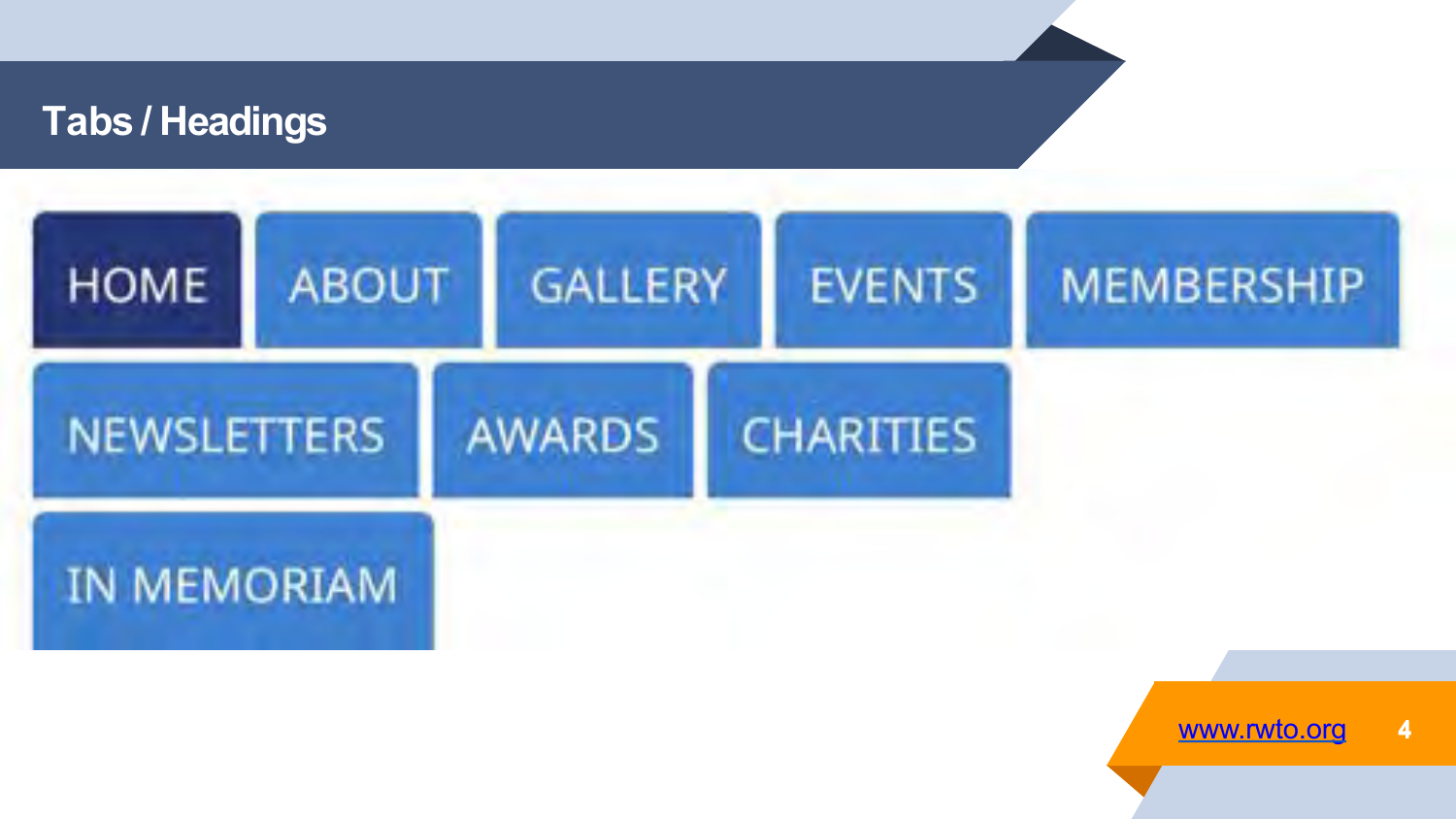# Tabs / Headings

HOME | ABOUT | GALLERY | EVENTS | MEMBERSHIP

NEWSLETTERS | AWARDS | CHARITIES

IN MEMORIAM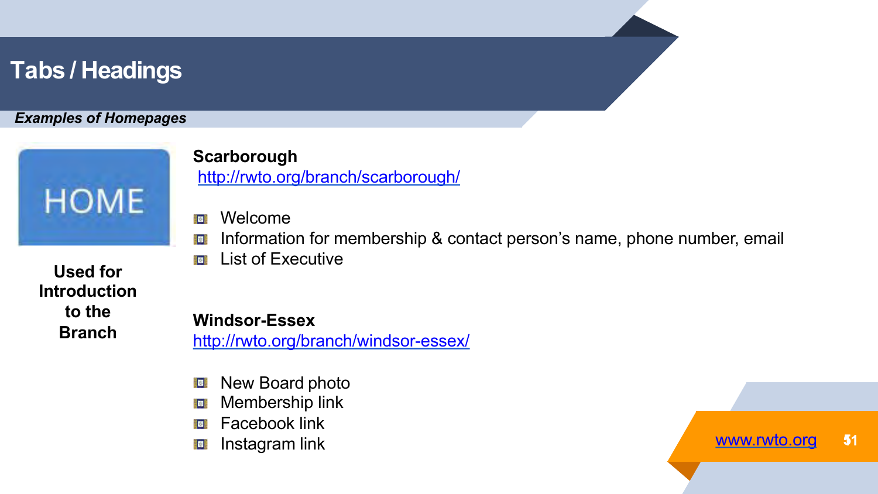# Tabs / Headings

***Examples of Homepages***

HOME

**Used for Introduction to the Branch**

**Scarborough**
http://rwto.org/branch/scarborough/

- Welcome
- Information for membership & contact person's name, phone number, email
- List of Executive

**Windsor-Essex**
http://rwto.org/branch/windsor-essex/

- New Board photo
- Membership link
- Facebook link
- Instagram link

www.rwto.org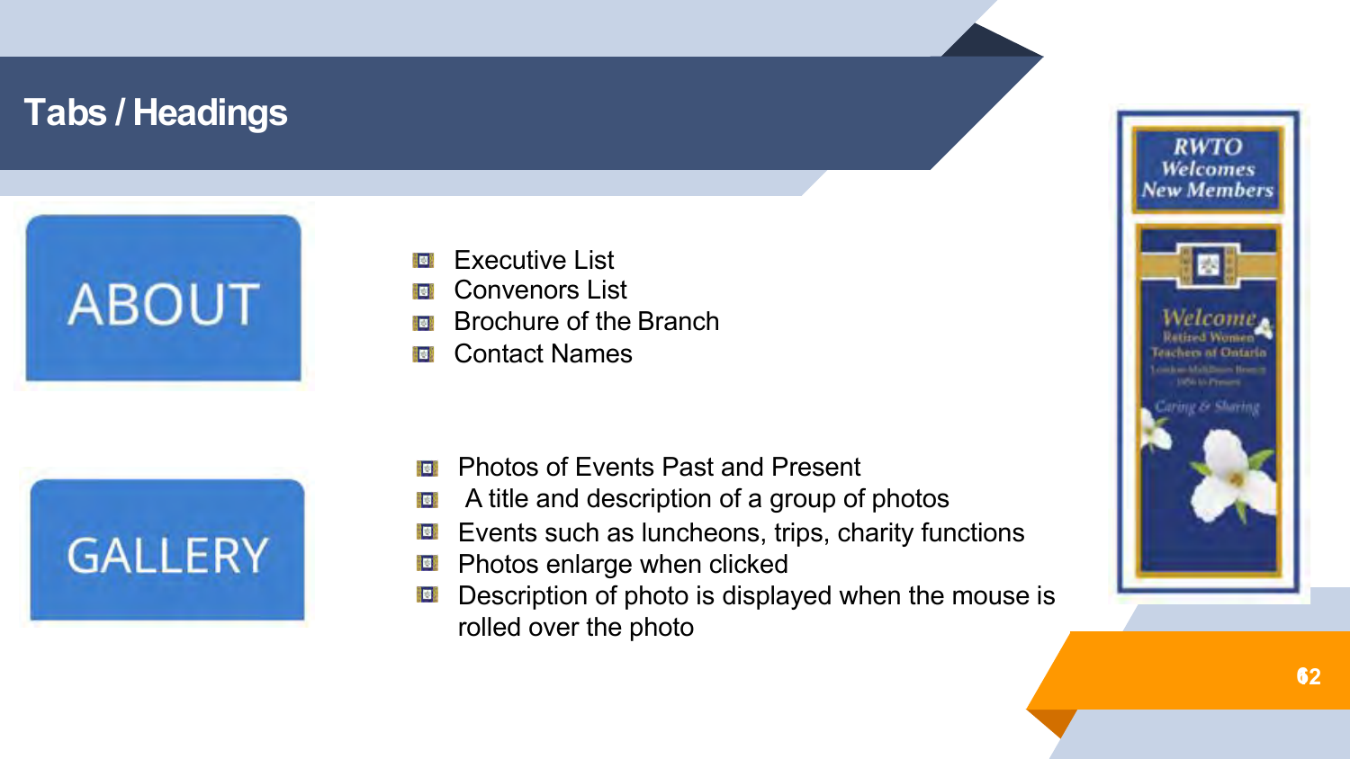# Tabs / Headings

ABOUT

- Executive List
- Convenors List
- Brochure of the Branch
- Contact Names

GALLERY

- Photos of Events Past and Present
- A title and description of a group of photos
- Events such as luncheons, trips, charity functions
- Photos enlarge when clicked
- Description of photo is displayed when the mouse is rolled over the photo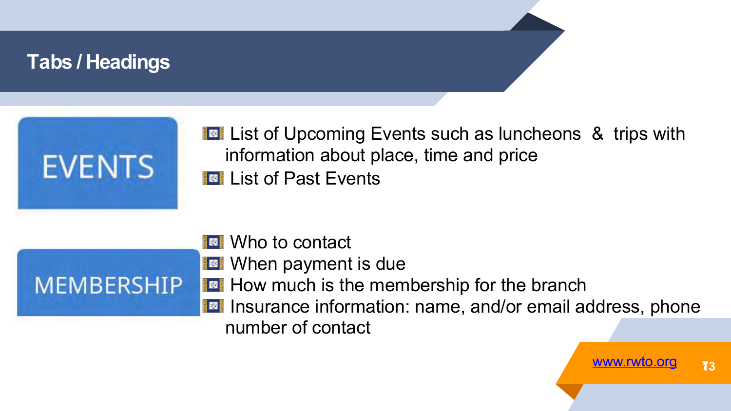# Tabs / Headings

**EVENTS**

- List of Upcoming Events such as luncheons & trips with information about place, time and price
- List of Past Events

**MEMBERSHIP**

- Who to contact
- When payment is due
- How much is the membership for the branch
- Insurance information: name, and/or email address, phone number of contact

www.rwto.org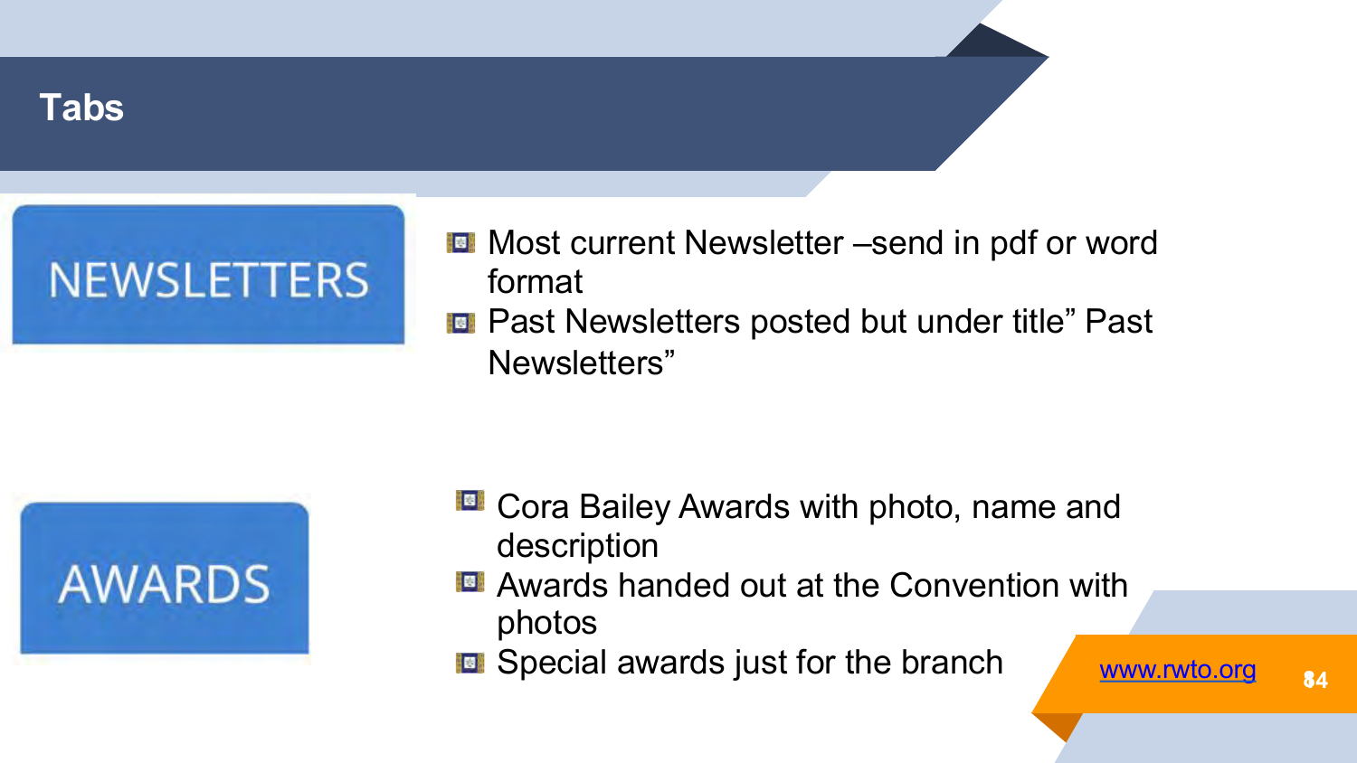# Tabs

NEWSLETTERS

- Most current Newsletter –send in pdf or word format
- Past Newsletters posted but under title" Past Newsletters"

AWARDS

- Cora Bailey Awards with photo, name and description
- Awards handed out at the Convention with photos
- Special awards just for the branch

www.rwto.org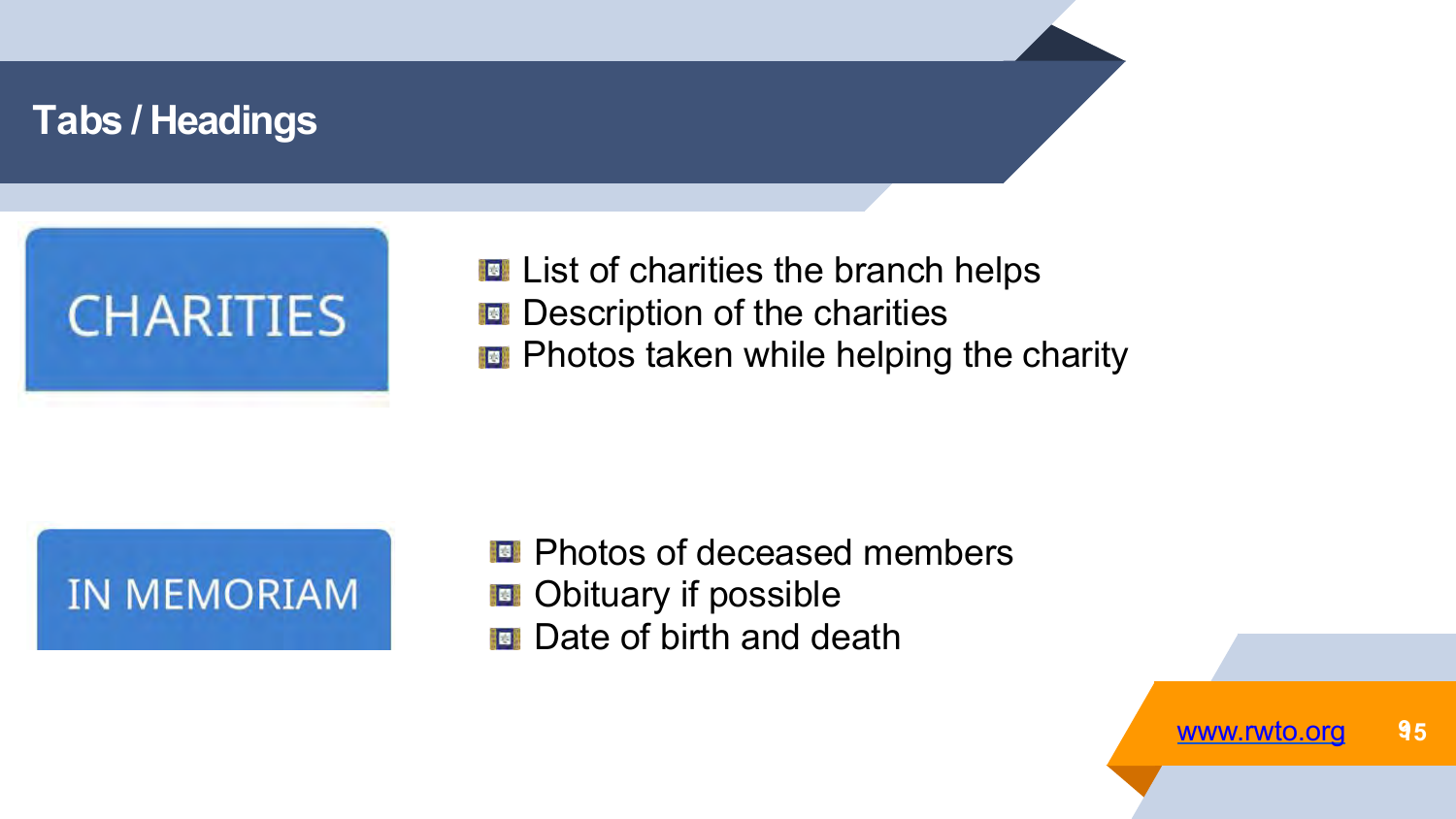# Tabs / Headings

CHARITIES

- List of charities the branch helps
- Description of the charities
- Photos taken while helping the charity

IN MEMORIAM

- Photos of deceased members
- Obituary if possible
- Date of birth and death

www.rwto.org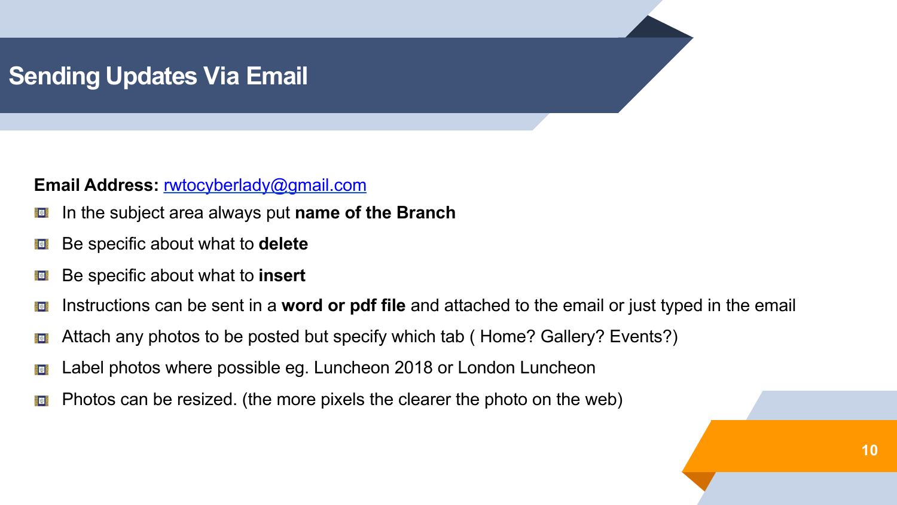# Sending Updates Via Email

**Email Address:** [rwtocyberlady@gmail.com](mailto:rwtocyberlady@gmail.com)

- In the subject area always put **name of the Branch**
- Be specific about what to **delete**
- Be specific about what to **insert**
- Instructions can be sent in a **word or pdf file** and attached to the email or just typed in the email
- Attach any photos to be posted but specify which tab ( Home? Gallery? Events?)
- Label photos where possible eg. Luncheon 2018 or London Luncheon
- Photos can be resized. (the more pixels the clearer the photo on the web)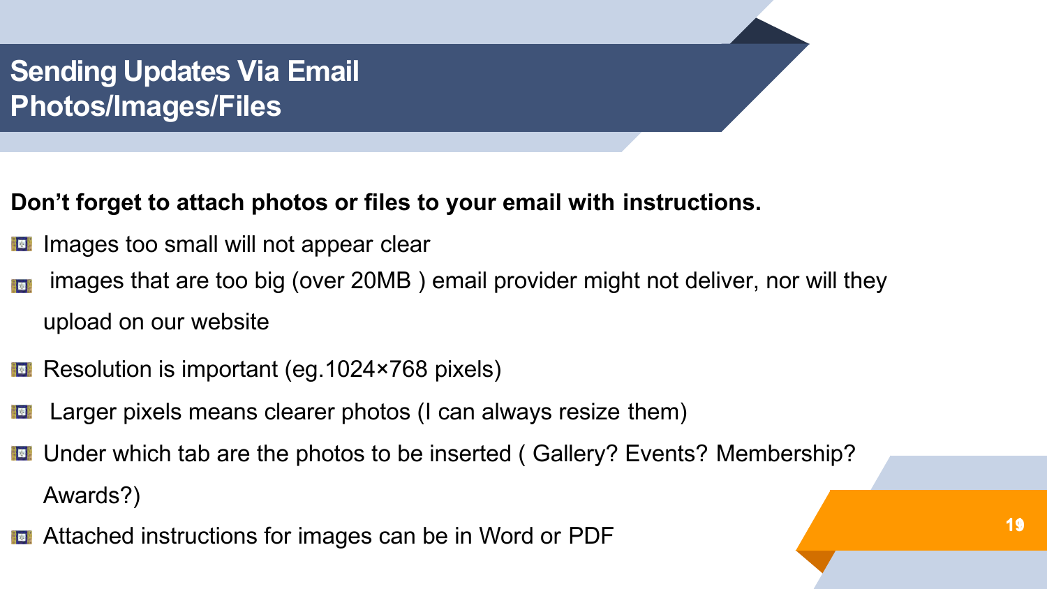# Sending Updates Via Email Photos/Images/Files

**Don't forget to attach photos or files to your email with instructions.**

- Images too small will not appear clear
- images that are too big (over 20MB ) email provider might not deliver, nor will they upload on our website
- Resolution is important (eg.1024×768 pixels)
- Larger pixels means clearer photos (I can always resize them)
- Under which tab are the photos to be inserted ( Gallery? Events? Membership? Awards?)
- Attached instructions for images can be in Word or PDF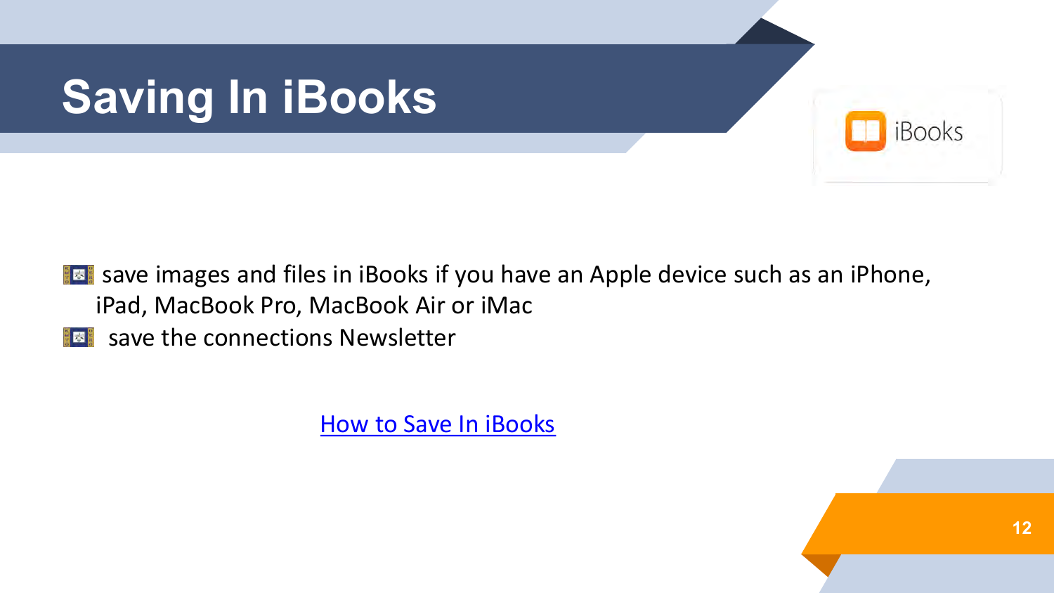# Saving In iBooks

- save images and files in iBooks if you have an Apple device such as an iPhone, iPad, MacBook Pro, MacBook Air or iMac
- save the connections Newsletter

How to Save In iBooks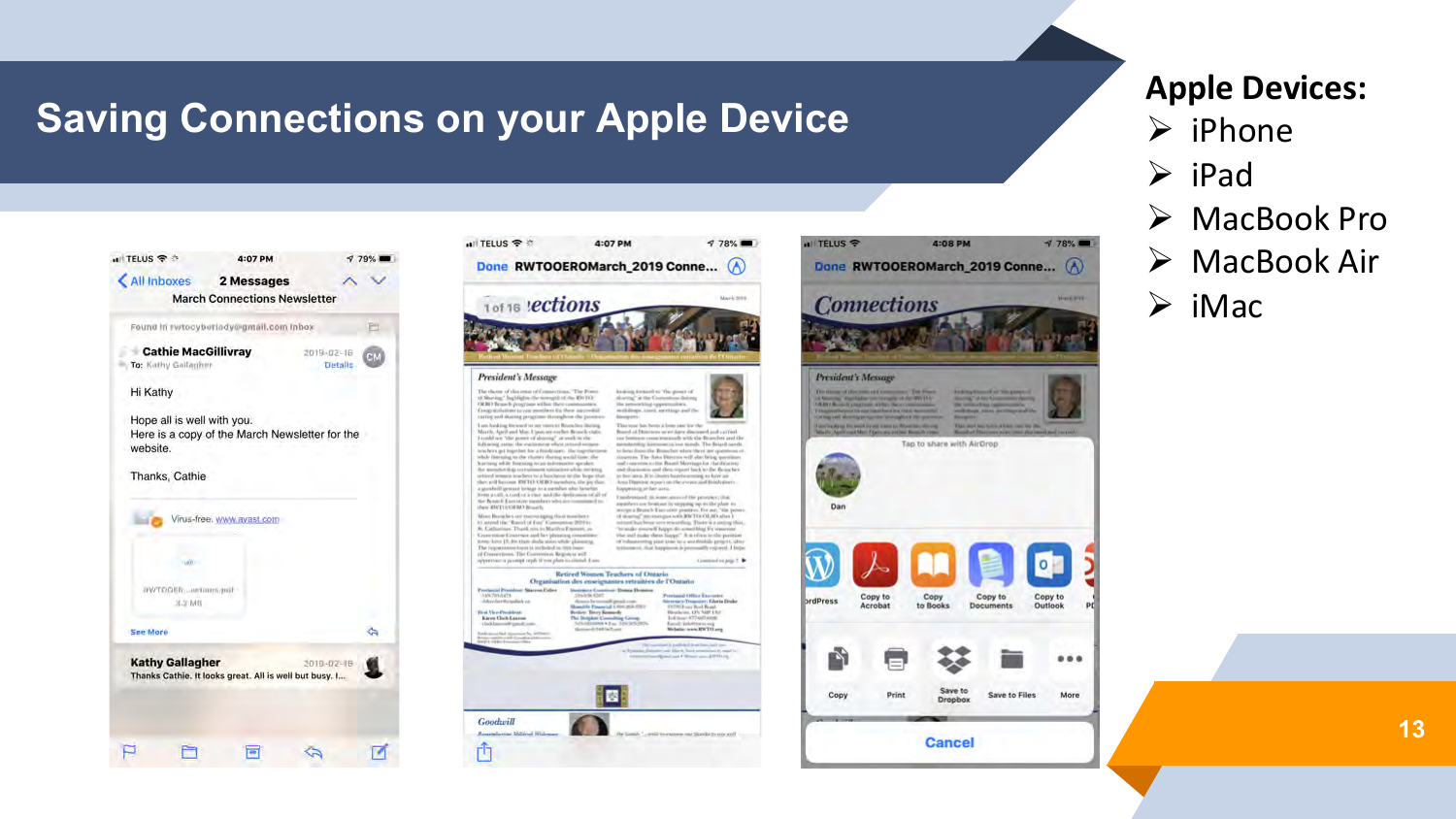# Saving Connections on your Apple Device

**Apple Devices:**

- iPhone
- iPad
- MacBook Pro
- MacBook Air
- iMac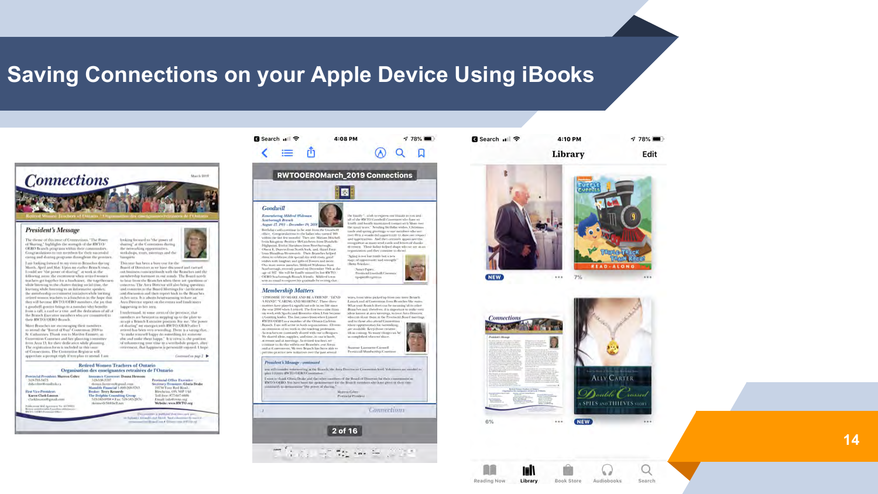# Saving Connections on your Apple Device Using iBooks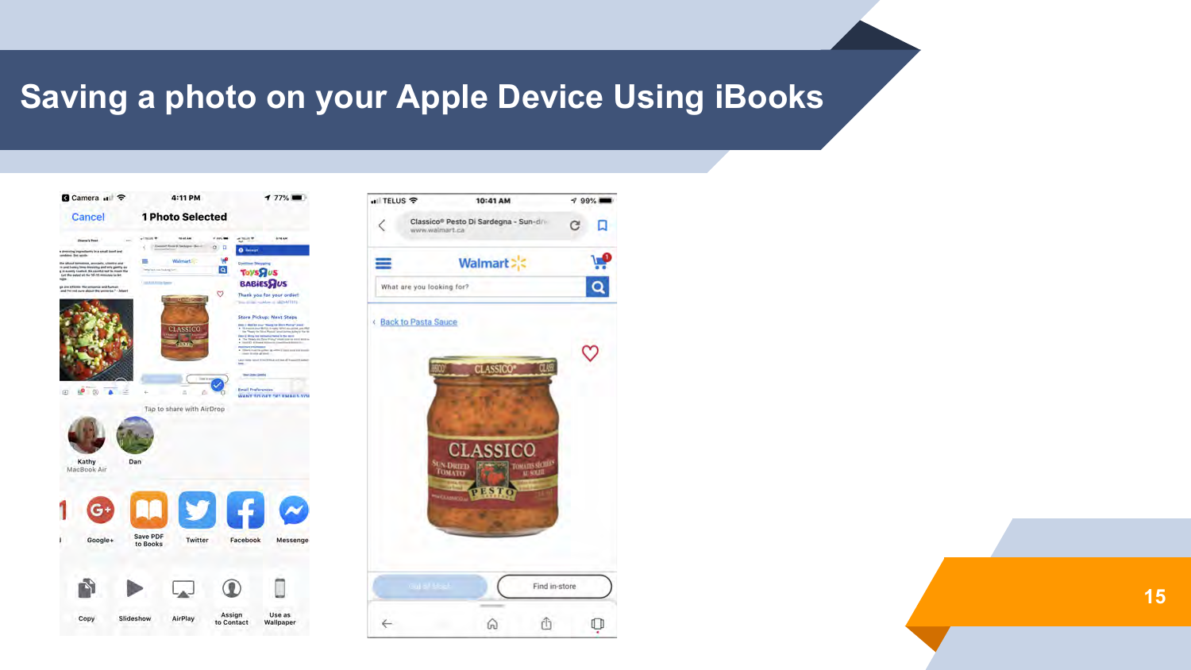# Saving a photo on your Apple Device Using iBooks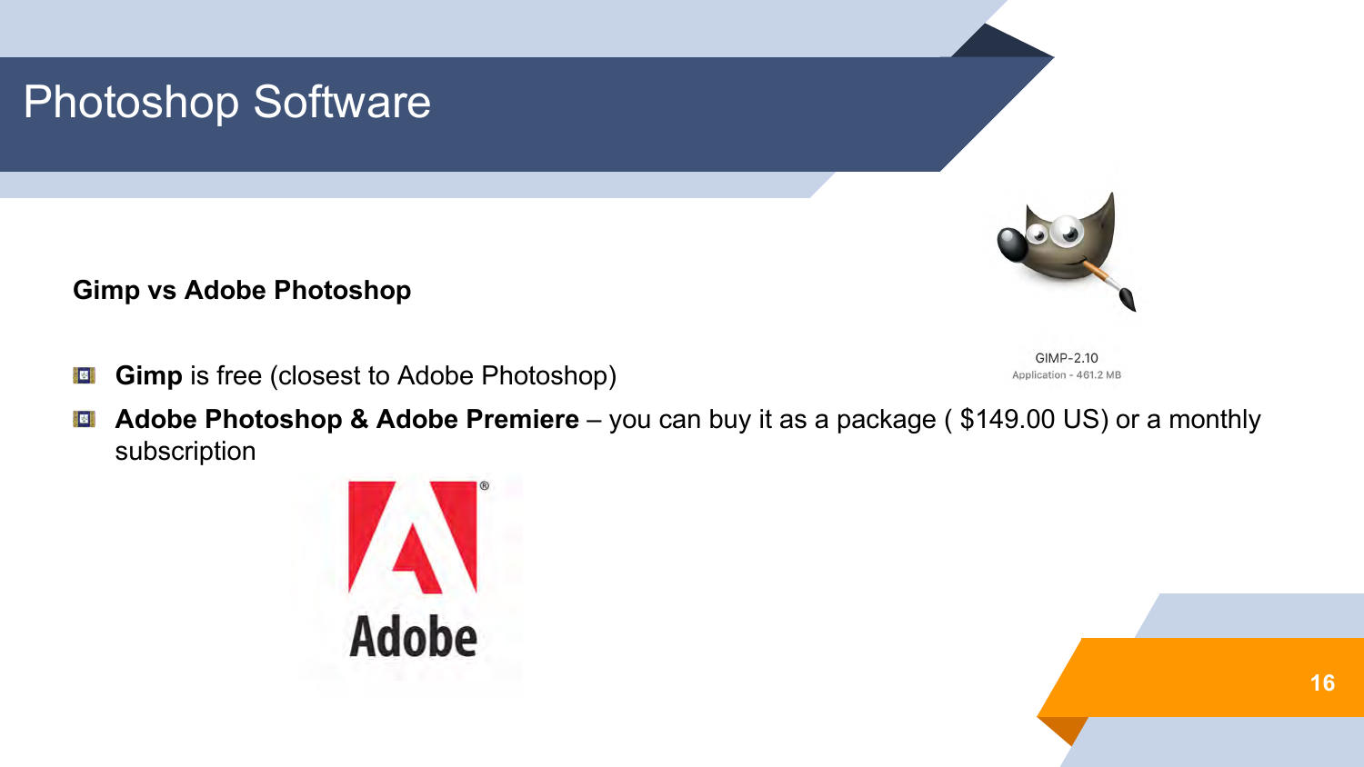# Photoshop Software

**Gimp vs Adobe Photoshop**

- **Gimp** is free (closest to Adobe Photoshop)
- **Adobe Photoshop & Adobe Premiere** – you can buy it as a package ( $149.00 US) or a monthly subscription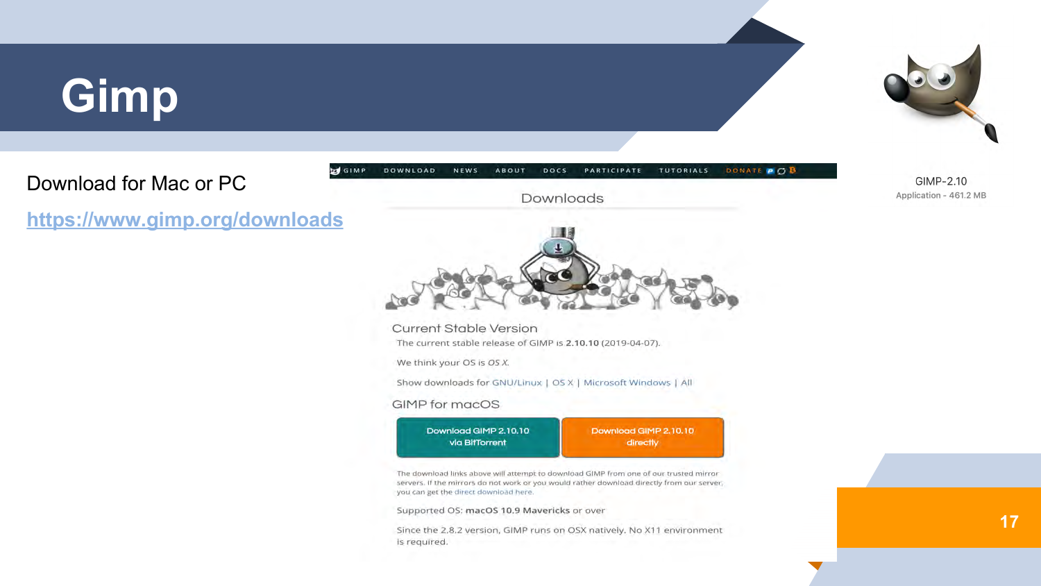# Gimp

Download for Mac or PC

[https://www.gimp.org/downloads](https://www.gimp.org/downloads)

GIMP DOWNLOAD NEWS ABOUT DOCS PARTICIPATE TUTORIALS DONATE

## Downloads

### Current Stable Version

The current stable release of GIMP is **2.10.10** (2019-04-07).

We think your OS is *OS X*.

Show downloads for GNU/Linux | OS X | Microsoft Windows | All

### GIMP for macOS

Download GIMP 2.10.10 via BitTorrent

Download GIMP 2.10.10 directly

The download links above will attempt to download GIMP from one of our trusted mirror servers. If the mirrors do not work or you would rather download directly from our server, you can get the direct download here.

Supported OS: **macOS 10.9 Mavericks** or over

Since the 2.8.2 version, GIMP runs on OSX natively. No X11 environment is required.

GIMP-2.10

Application - 461.2 MB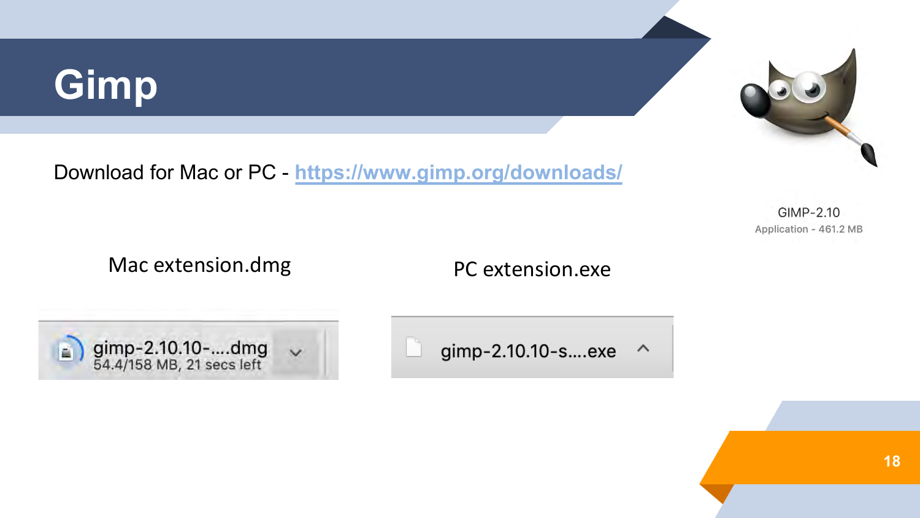# Gimp

Download for Mac or PC - https://www.gimp.org/downloads/

GIMP-2.10
Application - 461.2 MB

Mac extension.dmg

gimp-2.10.10-....dmg
54.4/158 MB, 21 secs left

PC extension.exe

gimp-2.10.10-s....exe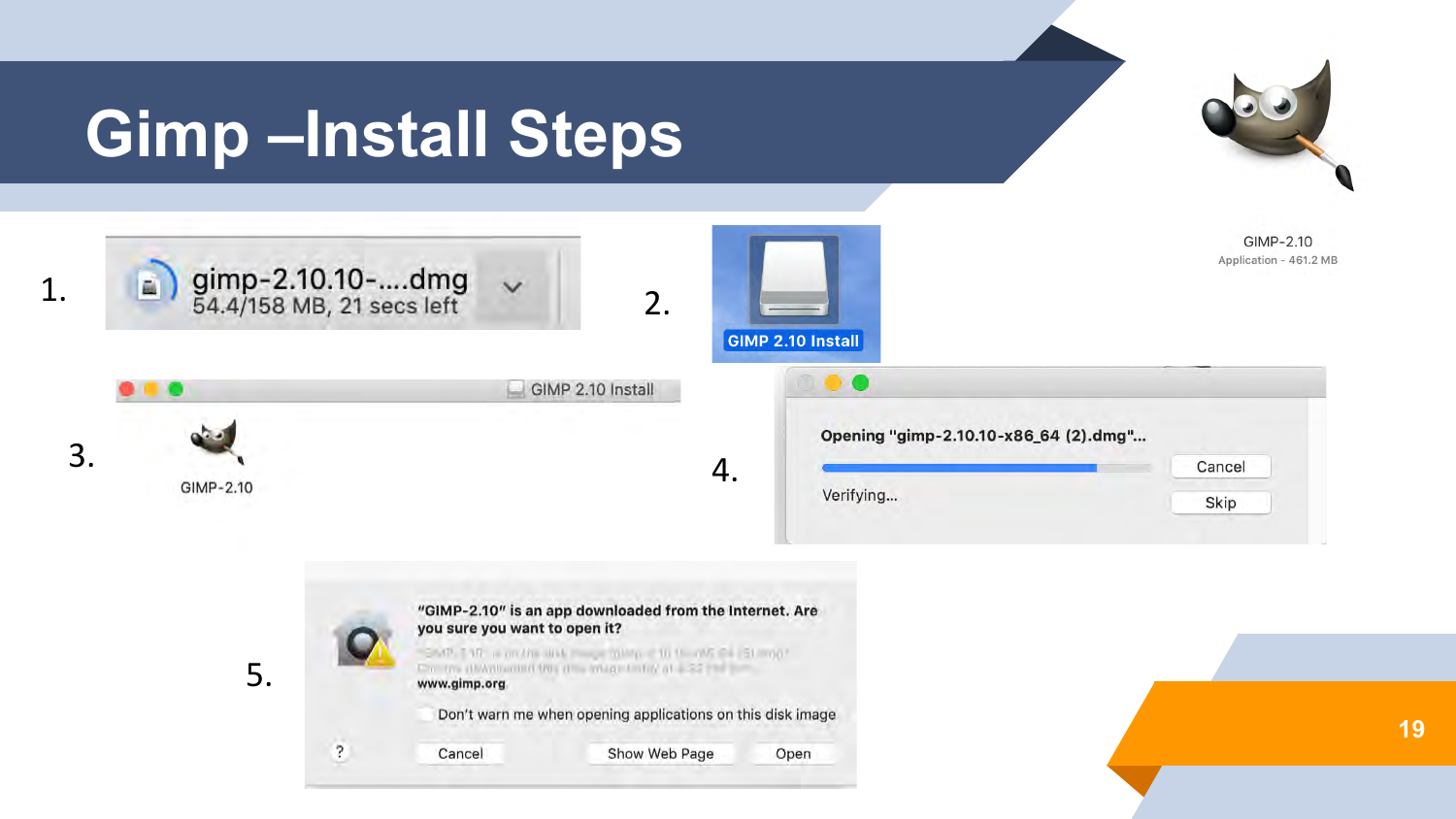# Gimp –Install Steps

1. gimp-2.10.10-....dmg
   54.4/158 MB, 21 secs left

2. GIMP 2.10 Install

GIMP-2.10
Application - 461.2 MB

3. GIMP 2.10 Install
   GIMP-2.10

4. Opening "gimp-2.10.10-x86_64 (2).dmg"...
   Verifying...
   Cancel
   Skip

5. "GIMP-2.10" is an app downloaded from the Internet. Are you sure you want to open it?
   www.gimp.org
   Don't warn me when opening applications on this disk image
   ? Cancel Show Web Page Open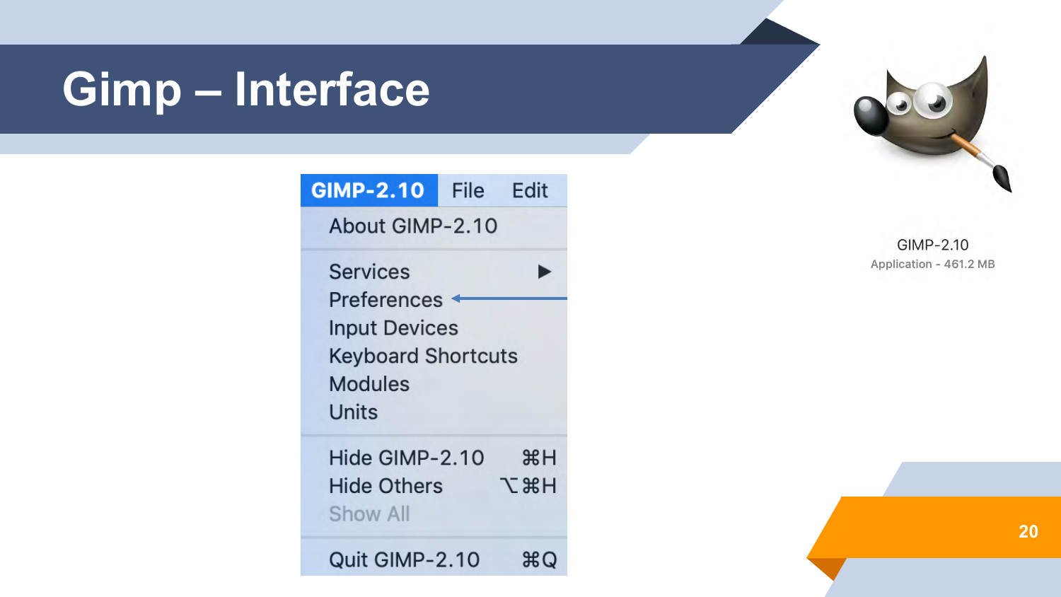# Gimp – Interface

GIMP-2.10 | File | Edit

- About GIMP-2.10
- Services ▶
- Preferences ←
- Input Devices
- Keyboard Shortcuts
- Modules
- Units
- Hide GIMP-2.10 ⌘H
- Hide Others ⌥⌘H
- Show All
- Quit GIMP-2.10 ⌘Q

GIMP-2.10
Application - 461.2 MB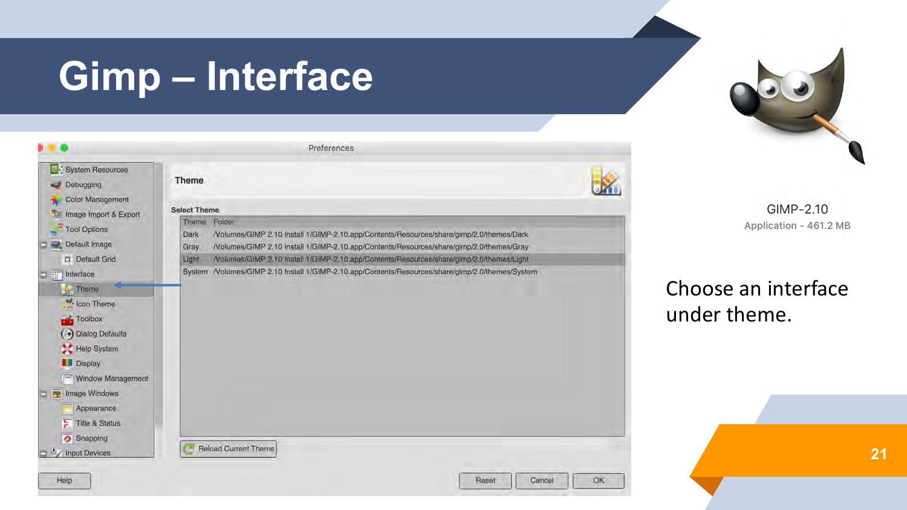# Gimp – Interface

GIMP-2.10

Application - 461.2 MB

Choose an interface under theme.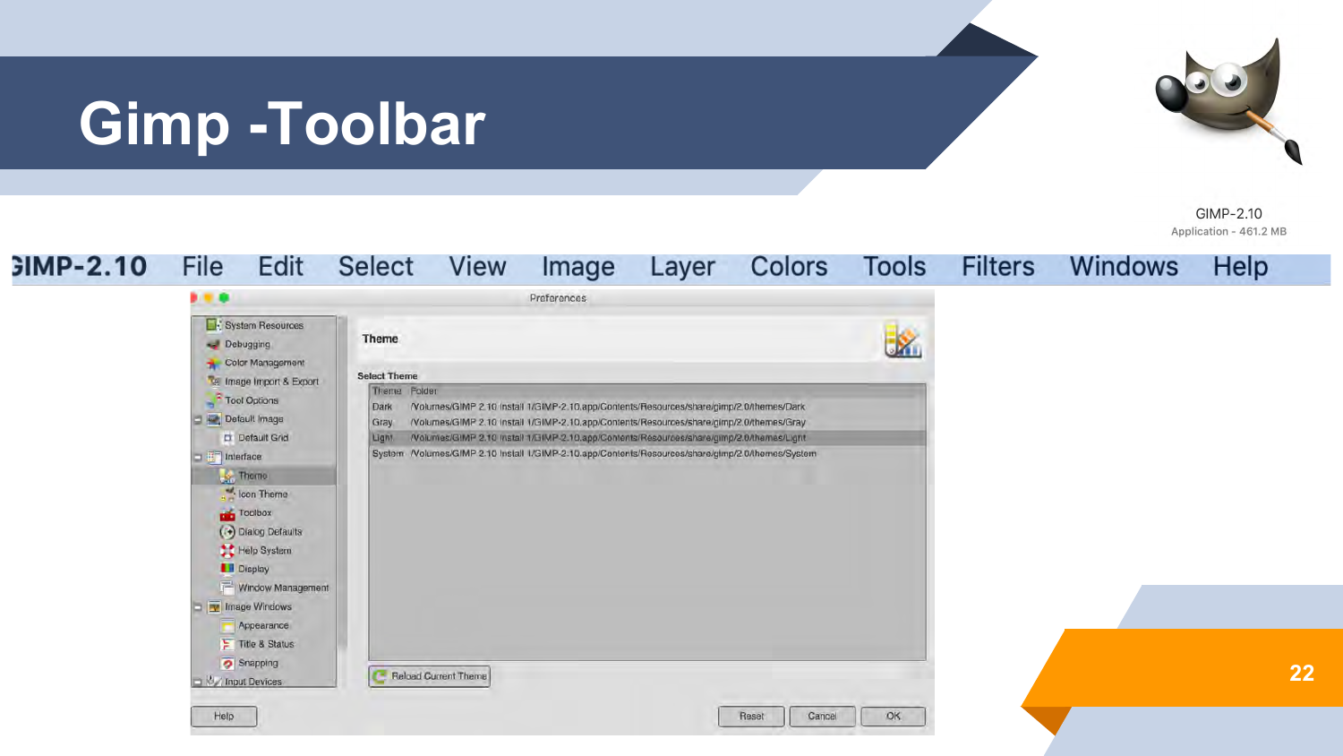# Gimp -Toolbar

GIMP-2.10
Application - 461.2 MB

GIMP-2.10 File Edit Select View Image Layer Colors Tools Filters Windows Help

Preferences

- System Resources
- Debugging
- Color Management
- Image Import & Export
- Tool Options
- Default Image
  - Default Grid
- Interface
  - Theme
  - Icon Theme
  - Toolbox
  - Dialog Defaults
  - Help System
  - Display
  - Window Management
- Image Windows
  - Appearance
  - Title & Status
  - Snapping
- Input Devices

**Theme**

**Select Theme**

| Theme | Folder |
|---|---|
| Dark | /Volumes/GIMP 2.10 Install 1/GIMP-2.10.app/Contents/Resources/share/gimp/2.0/themes/Dark |
| Gray | /Volumes/GIMP 2.10 Install 1/GIMP-2.10.app/Contents/Resources/share/gimp/2.0/themes/Gray |
| Light | /Volumes/GIMP 2.10 Install 1/GIMP-2.10.app/Contents/Resources/share/gimp/2.0/themes/Light |
| System | /Volumes/GIMP 2.10 Install 1/GIMP-2.10.app/Contents/Resources/share/gimp/2.0/themes/System |

Reload Current Theme

Help Reset Cancel OK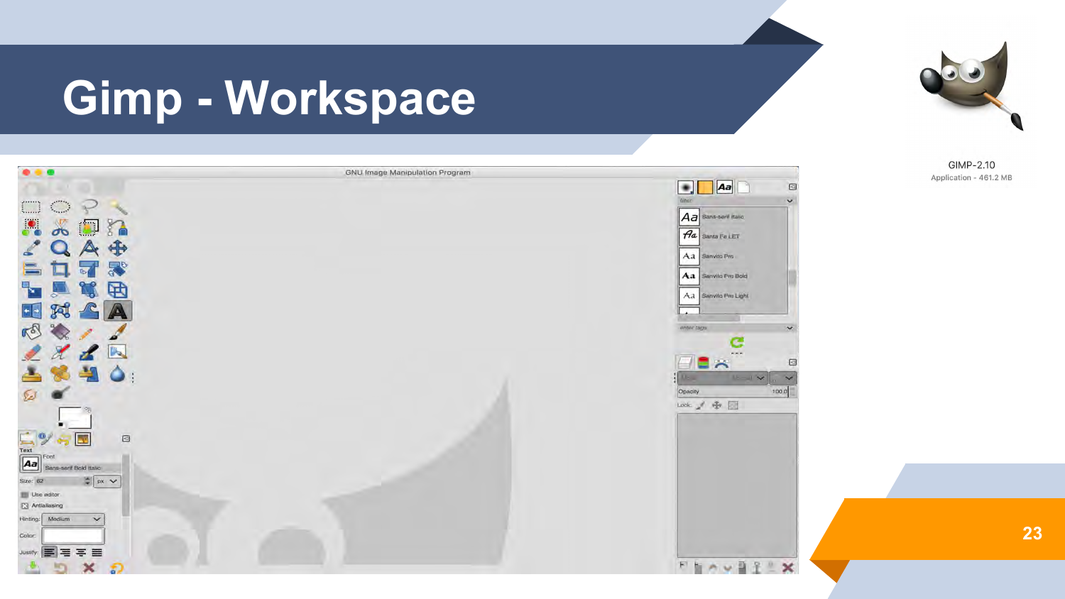# Gimp - Workspace

GIMP-2.10

Application - 461.2 MB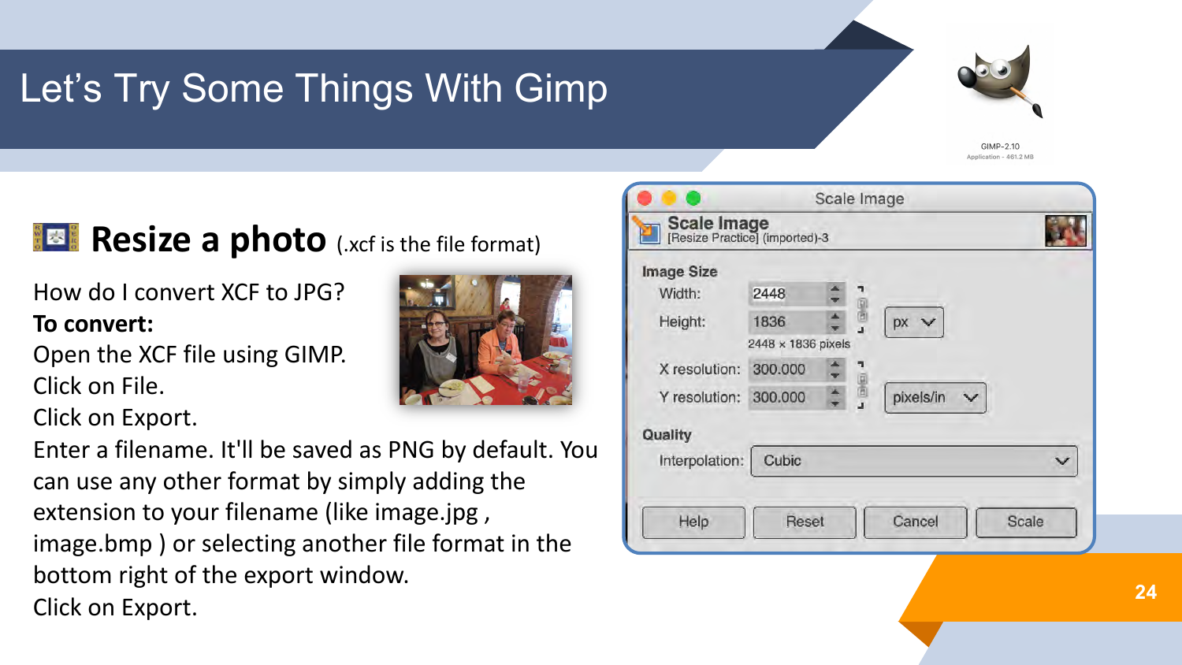# Let's Try Some Things With Gimp

## Resize a photo (.xcf is the file format)

How do I convert XCF to JPG?

**To convert:**

Open the XCF file using GIMP.

Click on File.

Click on Export.

Enter a filename. It'll be saved as PNG by default. You can use any other format by simply adding the extension to your filename (like image.jpg , image.bmp ) or selecting another file format in the bottom right of the export window.

Click on Export.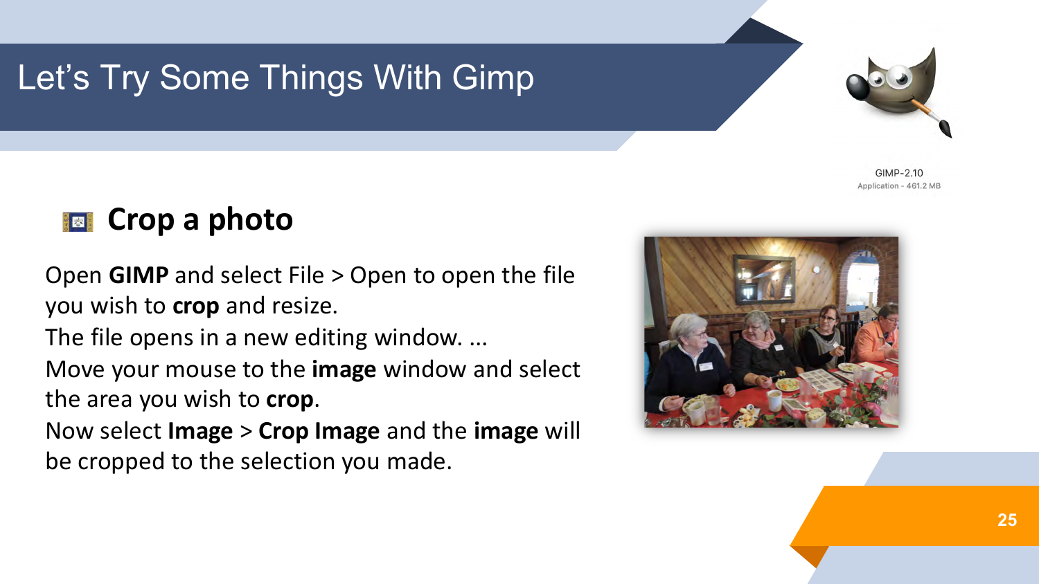# Let's Try Some Things With Gimp

GIMP-2.10
Application - 461.2 MB

## Crop a photo

Open **GIMP** and select File > Open to open the file you wish to **crop** and resize.
The file opens in a new editing window. ...
Move your mouse to the **image** window and select the area you wish to **crop**.
Now select **Image** > **Crop Image** and the **image** will be cropped to the selection you made.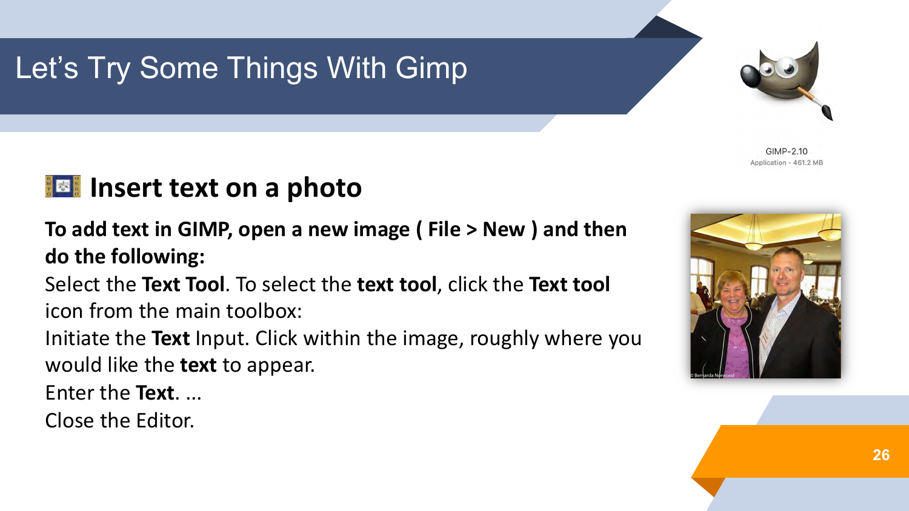# Let's Try Some Things With Gimp

GIMP-2.10
Application - 461.2 MB

## Insert text on a photo

**To add text in GIMP, open a new image ( File > New ) and then do the following:**

Select the **Text Tool**. To select the **text tool**, click the **Text tool** icon from the main toolbox:

Initiate the **Text** Input. Click within the image, roughly where you would like the **text** to appear.

Enter the **Text**. ...

Close the Editor.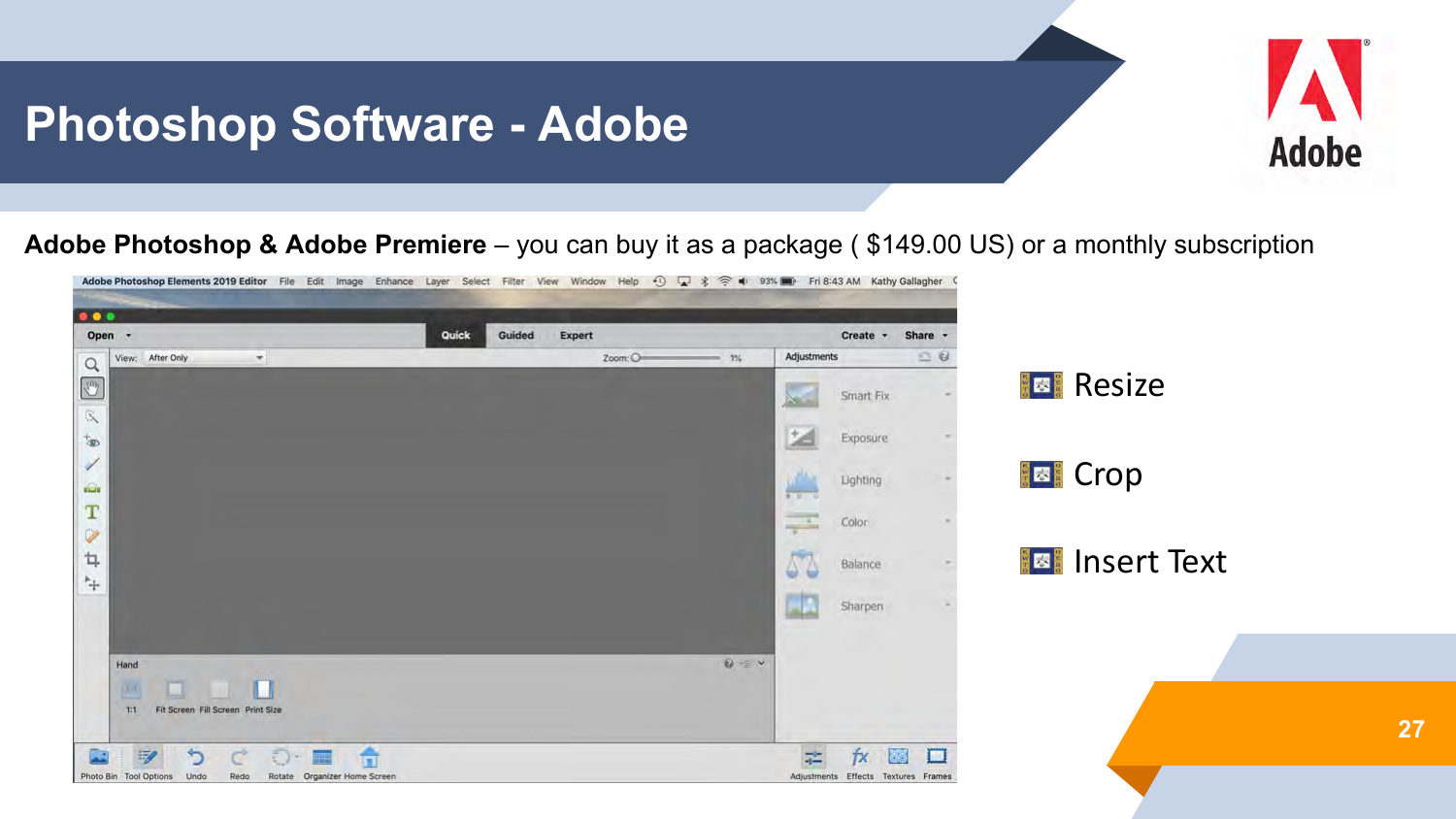# Photoshop Software - Adobe

**Adobe Photoshop & Adobe Premiere** – you can buy it as a package ( $149.00 US) or a monthly subscription

- Resize
- Crop
- Insert Text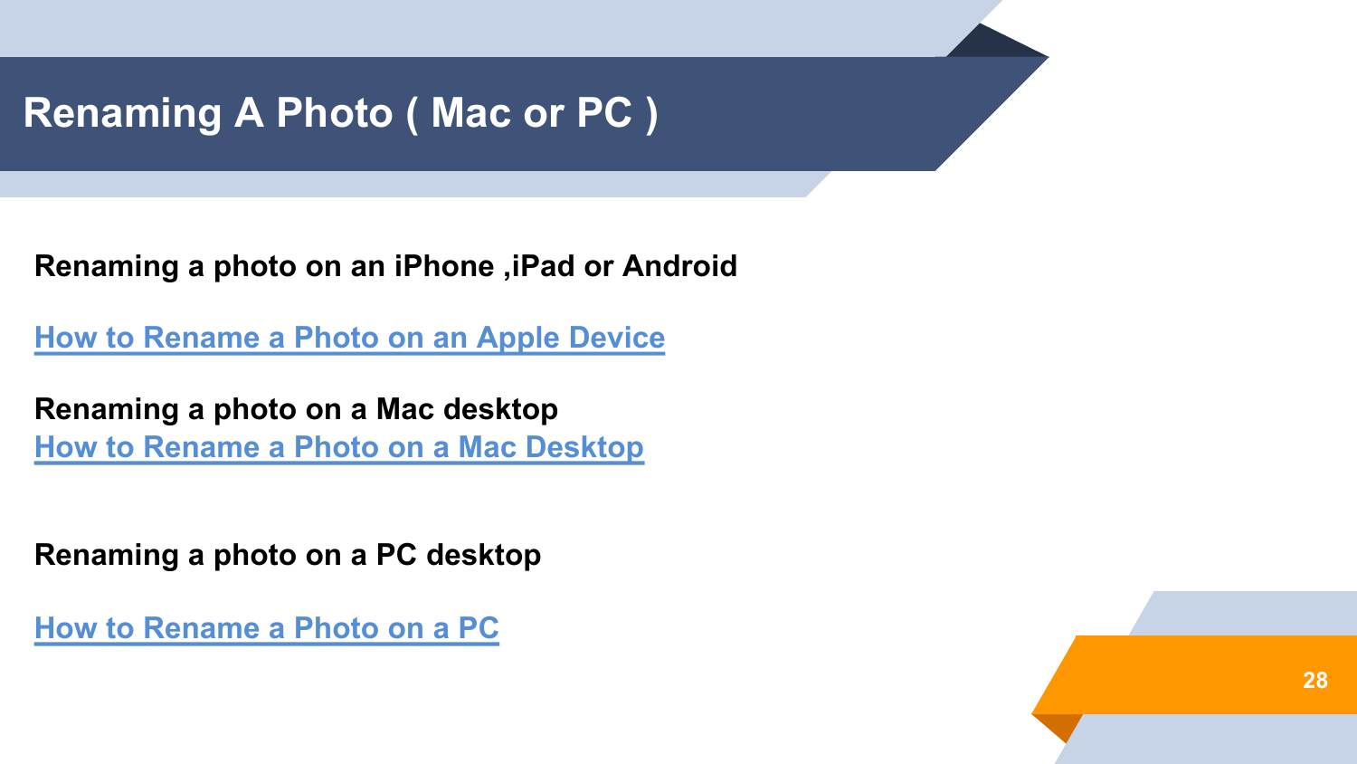# Renaming A Photo ( Mac or PC )

**Renaming a photo on an iPhone ,iPad or Android**

How to Rename a Photo on an Apple Device

**Renaming a photo on a Mac desktop**

How to Rename a Photo on a Mac Desktop

**Renaming a photo on a PC desktop**

How to Rename a Photo on a PC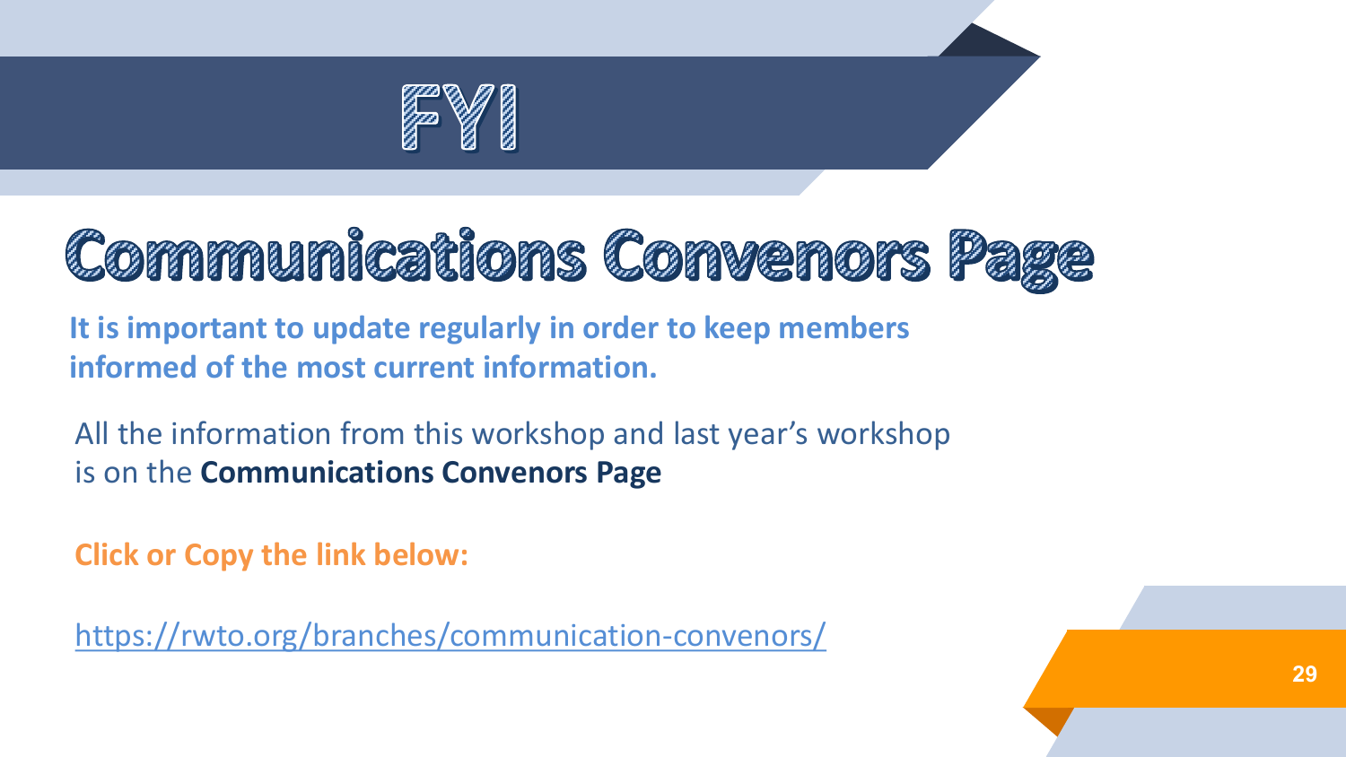# FYI

## Communications Convenors Page

**It is important to update regularly in order to keep members informed of the most current information.**

All the information from this workshop and last year's workshop is on the **Communications Convenors Page**

**Click or Copy the link below:**

https://rwto.org/branches/communication-convenors/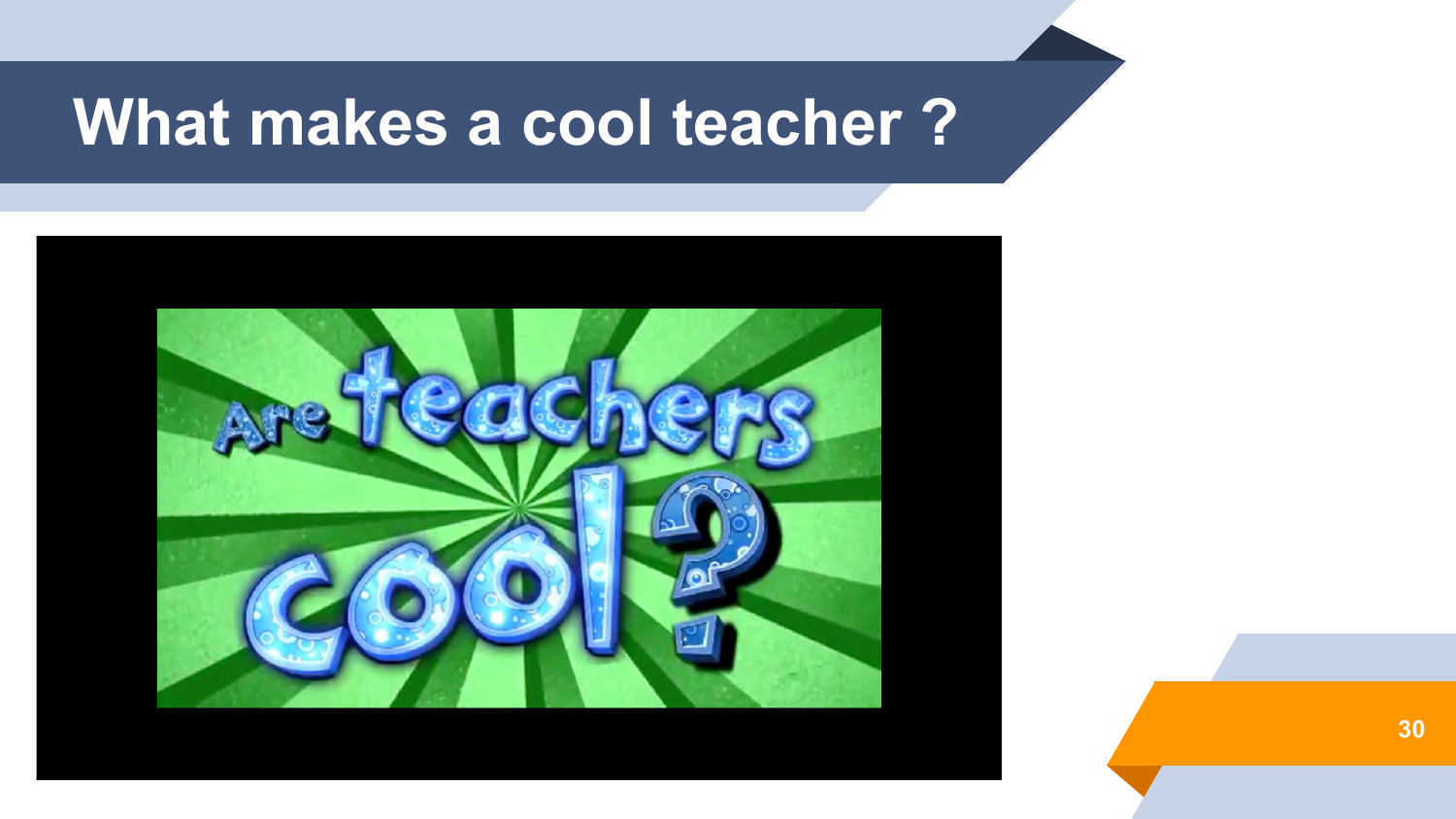# What makes a cool teacher ?